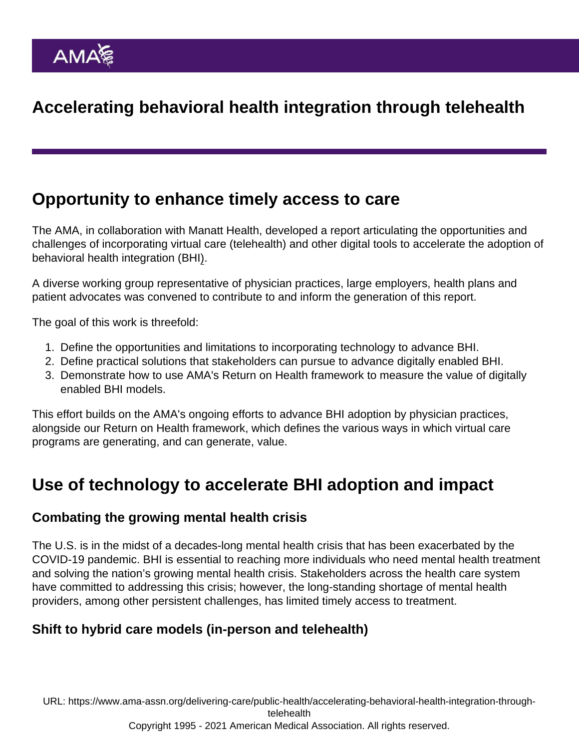# Accelerating behavioral health integration through telehealth

## Opportunity to enhance timely access to care

The AMA, in collaboration with Manatt Health, developed a report articulating the opportunities and challenges of incorporating virtual care (telehealth) and other digital tools to accelerate the adoption of behavioral health integration (BHI).

A diverse working group representative of physician practices, large employers, health plans and patient advocates was convened to contribute to and inform the generation of this report.

The goal of this work is threefold:

1. Define the opportunities and limitations to incorporating technology to advance BHI.
2. Define practical solutions that stakeholders can pursue to advance digitally enabled BHI.
3. Demonstrate how to use AMA's Return on Health framework to measure the value of digitally enabled BHI models.

This effort builds on the AMA's ongoing efforts to advance BHI adoption by physician practices, alongside our Return on Health framework, which defines the various ways in which virtual care programs are generating, and can generate, value.

## Use of technology to accelerate BHI adoption and impact

### Combating the growing mental health crisis

The U.S. is in the midst of a decades-long mental health crisis that has been exacerbated by the COVID-19 pandemic. BHI is essential to reaching more individuals who need mental health treatment and solving the nation's growing mental health crisis. Stakeholders across the health care system have committed to addressing this crisis; however, the long-standing shortage of mental health providers, among other persistent challenges, has limited timely access to treatment.

### Shift to hybrid care models (in-person and telehealth)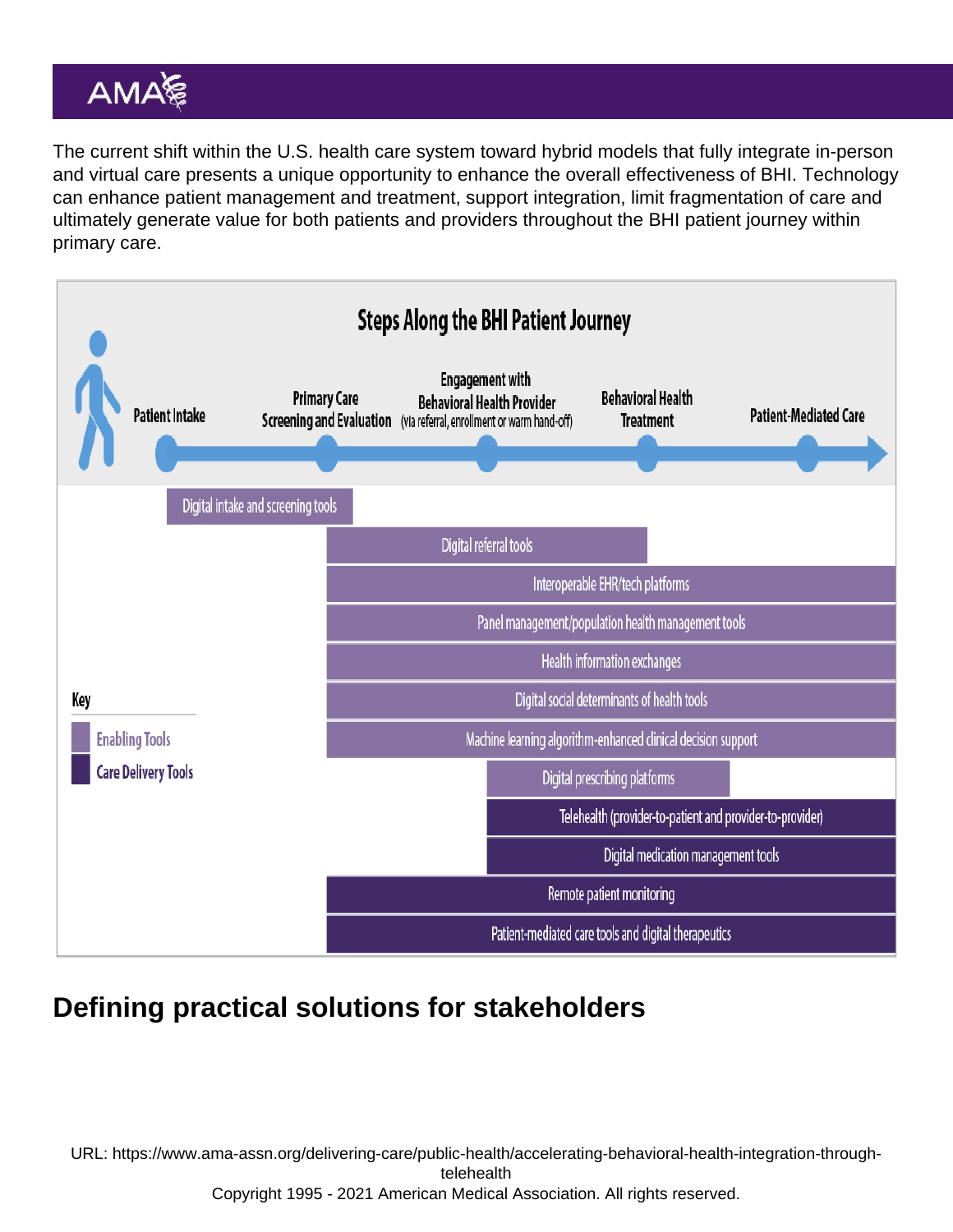The current shift within the U.S. health care system toward hybrid models that fully integrate in-person and virtual care presents a unique opportunity to enhance the overall effectiveness of BHI. Technology can enhance patient management and treatment, support integration, limit fragmentation of care and ultimately generate value for both patients and providers throughout the BHI patient journey within primary care.

**Steps Along the BHI Patient Journey**

Patient Intake → Primary Care Screening and Evaluation → Engagement with Behavioral Health Provider (via referral, enrollment or warm hand-off) → Behavioral Health Treatment → Patient-Mediated Care

| Tool | Type | Journey span |
| --- | --- | --- |
| Digital intake and screening tools | Enabling Tools | Patient Intake – Primary Care Screening and Evaluation |
| Digital referral tools | Enabling Tools | Primary Care Screening and Evaluation – Behavioral Health Treatment |
| Interoperable EHR/tech platforms | Enabling Tools | Primary Care Screening and Evaluation – Patient-Mediated Care |
| Panel management/population health management tools | Enabling Tools | Primary Care Screening and Evaluation – Patient-Mediated Care |
| Health information exchanges | Enabling Tools | Primary Care Screening and Evaluation – Patient-Mediated Care |
| Digital social determinants of health tools | Enabling Tools | Primary Care Screening and Evaluation – Patient-Mediated Care |
| Machine learning algorithm-enhanced clinical decision support | Enabling Tools | Primary Care Screening and Evaluation – Patient-Mediated Care |
| Digital prescribing platforms | Enabling Tools | Engagement with Behavioral Health Provider – Behavioral Health Treatment |
| Telehealth (provider-to-patient and provider-to-provider) | Care Delivery Tools | Engagement with Behavioral Health Provider – Patient-Mediated Care |
| Digital medication management tools | Care Delivery Tools | Engagement with Behavioral Health Provider – Patient-Mediated Care |
| Remote patient monitoring | Care Delivery Tools | Primary Care Screening and Evaluation – Patient-Mediated Care |
| Patient-mediated care tools and digital therapeutics | Care Delivery Tools | Primary Care Screening and Evaluation – Patient-Mediated Care |

Key: Enabling Tools; Care Delivery Tools

## Defining practical solutions for stakeholders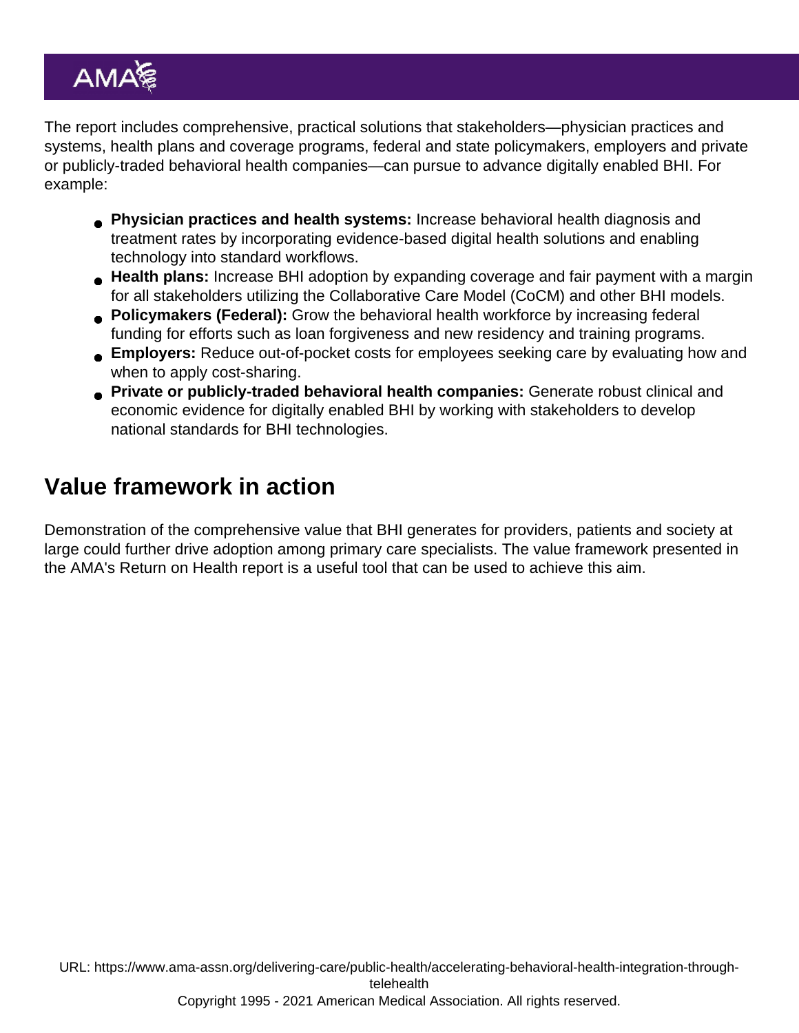The report includes comprehensive, practical solutions that stakeholders—physician practices and systems, health plans and coverage programs, federal and state policymakers, employers and private or publicly-traded behavioral health companies—can pursue to advance digitally enabled BHI. For example:

- **Physician practices and health systems:** Increase behavioral health diagnosis and treatment rates by incorporating evidence-based digital health solutions and enabling technology into standard workflows.
- **Health plans:** Increase BHI adoption by expanding coverage and fair payment with a margin for all stakeholders utilizing the Collaborative Care Model (CoCM) and other BHI models.
- **Policymakers (Federal):** Grow the behavioral health workforce by increasing federal funding for efforts such as loan forgiveness and new residency and training programs.
- **Employers:** Reduce out-of-pocket costs for employees seeking care by evaluating how and when to apply cost-sharing.
- **Private or publicly-traded behavioral health companies:** Generate robust clinical and economic evidence for digitally enabled BHI by working with stakeholders to develop national standards for BHI technologies.

## Value framework in action

Demonstration of the comprehensive value that BHI generates for providers, patients and society at large could further drive adoption among primary care specialists. The value framework presented in the AMA's Return on Health report is a useful tool that can be used to achieve this aim.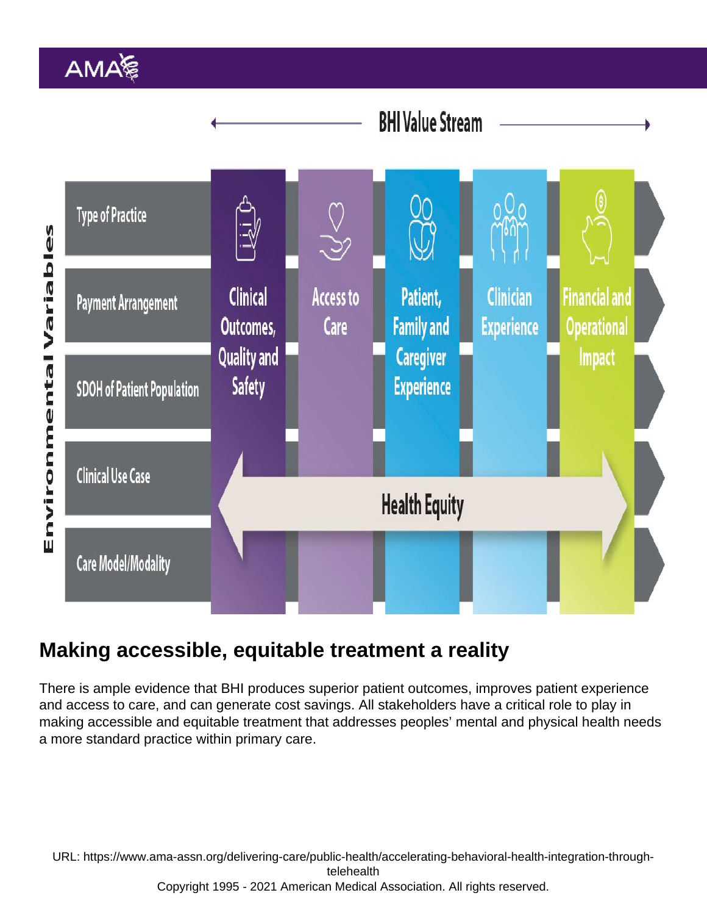BHI Value Stream

**Environmental Variables**

- Type of Practice
- Payment Arrangement
- SDOH of Patient Population
- Clinical Use Case
- Care Model/Modality

**BHI Value Stream**

- Clinical Outcomes, Quality and Safety
- Access to Care
- Patient, Family and Caregiver Experience
- Clinician Experience
- Financial and Operational Impact

Health Equity

## Making accessible, equitable treatment a reality

There is ample evidence that BHI produces superior patient outcomes, improves patient experience and access to care, and can generate cost savings. All stakeholders have a critical role to play in making accessible and equitable treatment that addresses peoples' mental and physical health needs a more standard practice within primary care.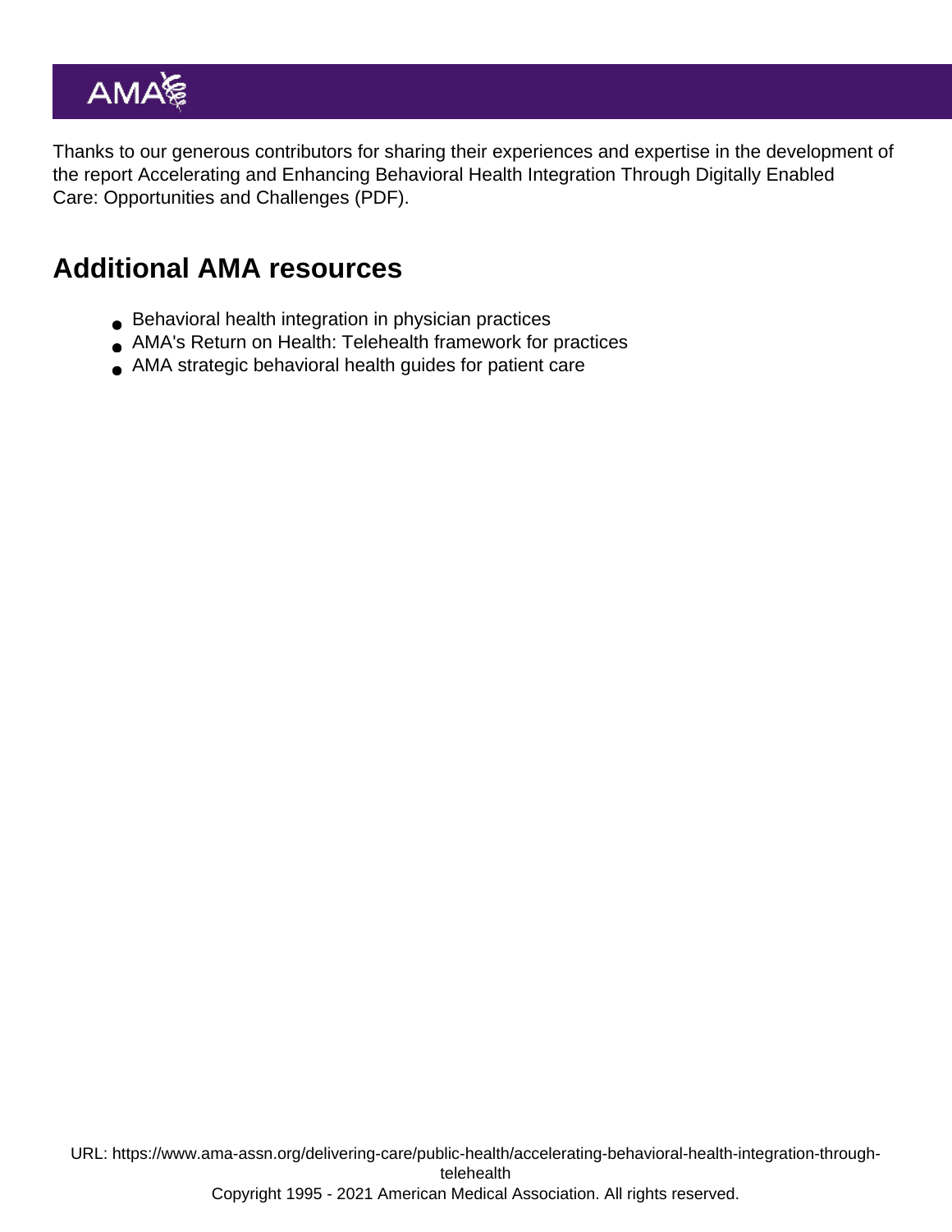Thanks to our generous contributors for sharing their experiences and expertise in the development of the report Accelerating and Enhancing Behavioral Health Integration Through Digitally Enabled Care: Opportunities and Challenges (PDF).

## Additional AMA resources

- Behavioral health integration in physician practices
- AMA's Return on Health: Telehealth framework for practices
- AMA strategic behavioral health guides for patient care